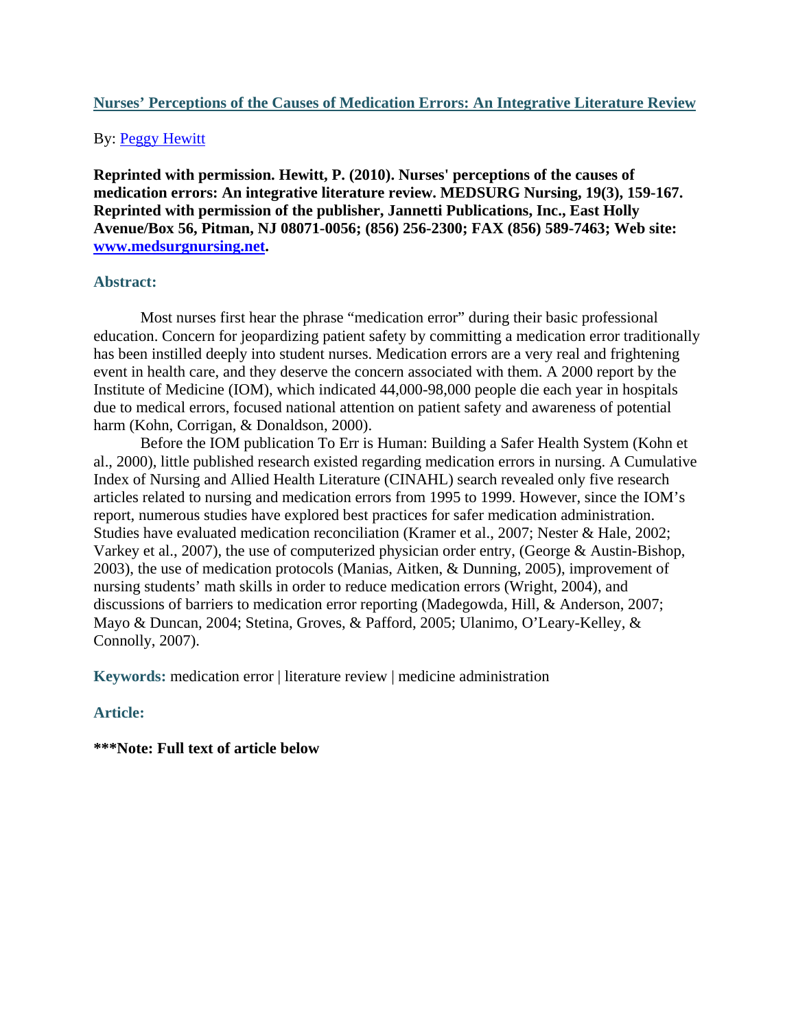# Nurses' Perceptions of the Causes of Medication Errors: An Integrative Literature Review

By: Peggy Hewitt

**Reprinted with permission. Hewitt, P. (2010). Nurses' perceptions of the causes of medication errors: An integrative literature review. MEDSURG Nursing, 19(3), 159-167. Reprinted with permission of the publisher, Jannetti Publications, Inc., East Holly Avenue/Box 56, Pitman, NJ 08071-0056; (856) 256-2300; FAX (856) 589-7463; Web site: www.medsurgnursing.net.**

## Abstract:

Most nurses first hear the phrase "medication error" during their basic professional education. Concern for jeopardizing patient safety by committing a medication error traditionally has been instilled deeply into student nurses. Medication errors are a very real and frightening event in health care, and they deserve the concern associated with them. A 2000 report by the Institute of Medicine (IOM), which indicated 44,000-98,000 people die each year in hospitals due to medical errors, focused national attention on patient safety and awareness of potential harm (Kohn, Corrigan, & Donaldson, 2000).

Before the IOM publication To Err is Human: Building a Safer Health System (Kohn et al., 2000), little published research existed regarding medication errors in nursing. A Cumulative Index of Nursing and Allied Health Literature (CINAHL) search revealed only five research articles related to nursing and medication errors from 1995 to 1999. However, since the IOM's report, numerous studies have explored best practices for safer medication administration. Studies have evaluated medication reconciliation (Kramer et al., 2007; Nester & Hale, 2002; Varkey et al., 2007), the use of computerized physician order entry, (George & Austin-Bishop, 2003), the use of medication protocols (Manias, Aitken, & Dunning, 2005), improvement of nursing students' math skills in order to reduce medication errors (Wright, 2004), and discussions of barriers to medication error reporting (Madegowda, Hill, & Anderson, 2007; Mayo & Duncan, 2004; Stetina, Groves, & Pafford, 2005; Ulanimo, O'Leary-Kelley, & Connolly, 2007).

**Keywords:** medication error | literature review | medicine administration

## Article:

**\*\*\*Note: Full text of article below**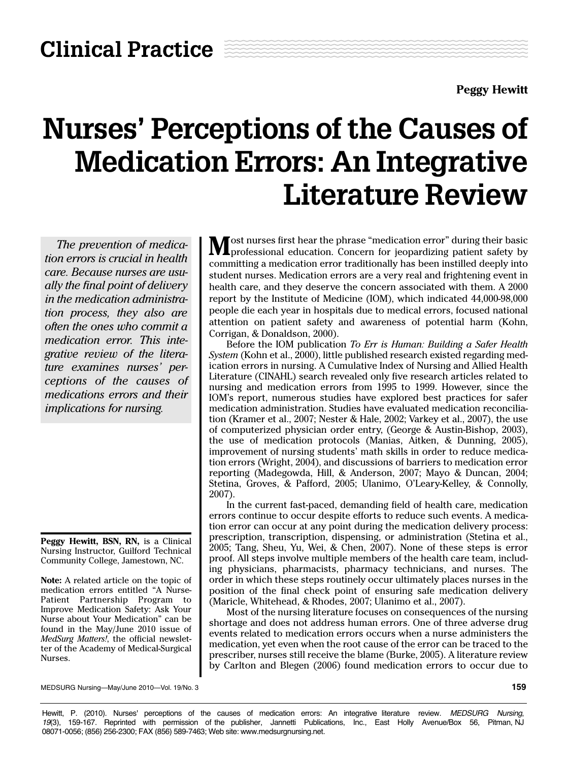# Clinical Practice

**Peggy Hewitt**

# Nurses' Perceptions of the Causes of Medication Errors: An Integrative Literature Review

*The prevention of medication errors is crucial in health care. Because nurses are usually the final point of delivery in the medication administration process, they also are often the ones who commit a medication error. This integrative review of the literature examines nurses' perceptions of the causes of medications errors and their implications for nursing.*

**Peggy Hewitt, BSN, RN,** is a Clinical Nursing Instructor, Guilford Technical Community College, Jamestown, NC.

**Note:** A related article on the topic of medication errors entitled "A Nurse-Patient Partnership Program to Improve Medication Safety: Ask Your Nurse about Your Medication" can be found in the May/June 2010 issue of *MedSurg Matters!*, the official newsletter of the Academy of Medical-Surgical Nurses.

Most nurses first hear the phrase "medication error" during their basic professional education. Concern for jeopardizing patient safety by committing a medication error traditionally has been instilled deeply into student nurses. Medication errors are a very real and frightening event in health care, and they deserve the concern associated with them. A 2000 report by the Institute of Medicine (IOM), which indicated 44,000-98,000 people die each year in hospitals due to medical errors, focused national attention on patient safety and awareness of potential harm (Kohn, Corrigan, & Donaldson, 2000).

Before the IOM publication *To Err is Human: Building a Safer Health System* (Kohn et al., 2000), little published research existed regarding medication errors in nursing. A Cumulative Index of Nursing and Allied Health Literature (CINAHL) search revealed only five research articles related to nursing and medication errors from 1995 to 1999. However, since the IOM's report, numerous studies have explored best practices for safer medication administration. Studies have evaluated medication reconciliation (Kramer et al., 2007; Nester & Hale, 2002; Varkey et al., 2007), the use of computerized physician order entry, (George & Austin-Bishop, 2003), the use of medication protocols (Manias, Aitken, & Dunning, 2005), improvement of nursing students' math skills in order to reduce medication errors (Wright, 2004), and discussions of barriers to medication error reporting (Madegowda, Hill, & Anderson, 2007; Mayo & Duncan, 2004; Stetina, Groves, & Pafford, 2005; Ulanimo, O'Leary-Kelley, & Connolly, 2007).

In the current fast-paced, demanding field of health care, medication errors continue to occur despite efforts to reduce such events. A medication error can occur at any point during the medication delivery process: prescription, transcription, dispensing, or administration (Stetina et al., 2005; Tang, Sheu, Yu, Wei, & Chen, 2007). None of these steps is error proof. All steps involve multiple members of the health care team, including physicians, pharmacists, pharmacy technicians, and nurses. The order in which these steps routinely occur ultimately places nurses in the position of the final check point of ensuring safe medication delivery (Maricle, Whitehead, & Rhodes, 2007; Ulanimo et al., 2007).

Most of the nursing literature focuses on consequences of the nursing shortage and does not address human errors. One of three adverse drug events related to medication errors occurs when a nurse administers the medication, yet even when the root cause of the error can be traced to the prescriber, nurses still receive the blame (Burke, 2005). A literature review by Carlton and Blegen (2006) found medication errors to occur due to

Hewitt, P. (2010). Nurses' perceptions of the causes of medication errors: An integrative literature review. *MEDSURG Nursing*, *19*(3), 159-167. Reprinted with permission of the publisher, Jannetti Publications, Inc., East Holly Avenue/Box 56, Pitman, NJ 08071-0056; (856) 256-2300; FAX (856) 589-7463; Web site: www.medsurgnursing.net.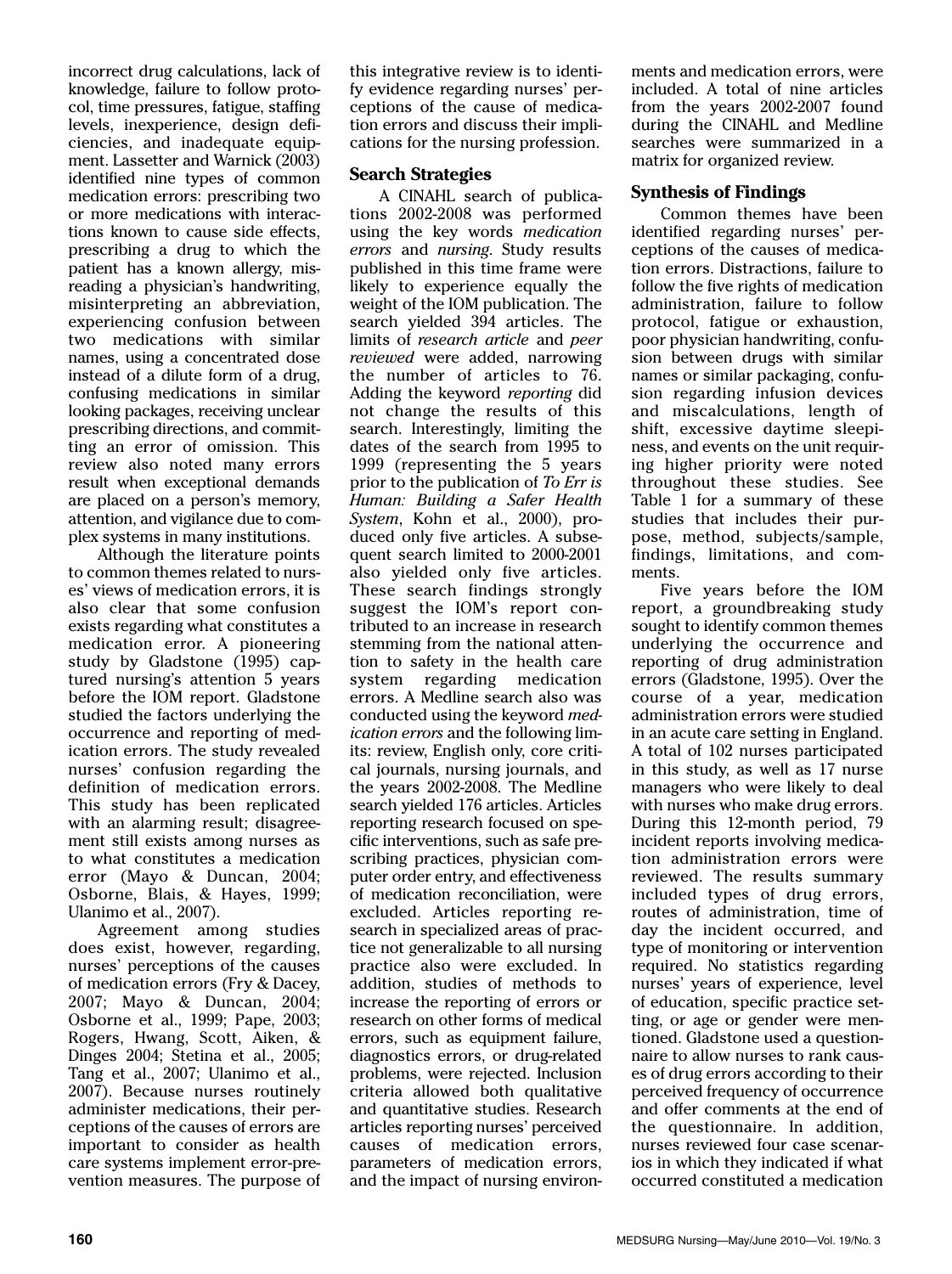incorrect drug calculations, lack of knowledge, failure to follow protocol, time pressures, fatigue, staffing levels, inexperience, design deficiencies, and inadequate equipment. Lassetter and Warnick (2003) identified nine types of common medication errors: prescribing two or more medications with interactions known to cause side effects, prescribing a drug to which the patient has a known allergy, misreading a physician's handwriting, misinterpreting an abbreviation, experiencing confusion between two medications with similar names, using a concentrated dose instead of a dilute form of a drug, confusing medications in similar looking packages, receiving unclear prescribing directions, and committing an error of omission. This review also noted many errors result when exceptional demands are placed on a person's memory, attention, and vigilance due to complex systems in many institutions.

Although the literature points to common themes related to nurses' views of medication errors, it is also clear that some confusion exists regarding what constitutes a medication error. A pioneering study by Gladstone (1995) captured nursing's attention 5 years before the IOM report. Gladstone studied the factors underlying the occurrence and reporting of medication errors. The study revealed nurses' confusion regarding the definition of medication errors. This study has been replicated with an alarming result; disagreement still exists among nurses as to what constitutes a medication error (Mayo & Duncan, 2004; Osborne, Blais, & Hayes, 1999; Ulanimo et al., 2007).

Agreement among studies does exist, however, regarding, nurses' perceptions of the causes of medication errors (Fry & Dacey, 2007; Mayo & Duncan, 2004; Osborne et al., 1999; Pape, 2003; Rogers, Hwang, Scott, Aiken, & Dinges 2004; Stetina et al., 2005; Tang et al., 2007; Ulanimo et al., 2007). Because nurses routinely administer medications, their perceptions of the causes of errors are important to consider as health care systems implement error-prevention measures. The purpose of this integrative review is to identify evidence regarding nurses' perceptions of the cause of medication errors and discuss their implications for the nursing profession.

## Search Strategies

A CINAHL search of publications 2002-2008 was performed using the key words *medication errors* and *nursing*. Study results published in this time frame were likely to experience equally the weight of the IOM publication. The search yielded 394 articles. The limits of *research article* and *peer reviewed* were added, narrowing the number of articles to 76. Adding the keyword *reporting* did not change the results of this search. Interestingly, limiting the dates of the search from 1995 to 1999 (representing the 5 years prior to the publication of *To Err is Human: Building a Safer Health System*, Kohn et al., 2000), produced only five articles. A subsequent search limited to 2000-2001 also yielded only five articles. These search findings strongly suggest the IOM's report contributed to an increase in research stemming from the national attention to safety in the health care system regarding medication errors. A Medline search also was conducted using the keyword *medication errors* and the following limits: review, English only, core critical journals, nursing journals, and the years 2002-2008. The Medline search yielded 176 articles. Articles reporting research focused on specific interventions, such as safe prescribing practices, physician computer order entry, and effectiveness of medication reconciliation, were excluded. Articles reporting research in specialized areas of practice not generalizable to all nursing practice also were excluded. In addition, studies of methods to increase the reporting of errors or research on other forms of medical errors, such as equipment failure, diagnostics errors, or drug-related problems, were rejected. Inclusion criteria allowed both qualitative and quantitative studies. Research articles reporting nurses' perceived causes of medication errors, parameters of medication errors, and the impact of nursing environments and medication errors, were included. A total of nine articles from the years 2002-2007 found during the CINAHL and Medline searches were summarized in a matrix for organized review.

## Synthesis of Findings

Common themes have been identified regarding nurses' perceptions of the causes of medication errors. Distractions, failure to follow the five rights of medication administration, failure to follow protocol, fatigue or exhaustion, poor physician handwriting, confusion between drugs with similar names or similar packaging, confusion regarding infusion devices and miscalculations, length of shift, excessive daytime sleepiness, and events on the unit requiring higher priority were noted throughout these studies. See Table 1 for a summary of these studies that includes their purpose, method, subjects/sample, findings, limitations, and comments.

Five years before the IOM report, a groundbreaking study sought to identify common themes underlying the occurrence and reporting of drug administration errors (Gladstone, 1995). Over the course of a year, medication administration errors were studied in an acute care setting in England. A total of 102 nurses participated in this study, as well as 17 nurse managers who were likely to deal with nurses who make drug errors. During this 12-month period, 79 incident reports involving medication administration errors were reviewed. The results summary included types of drug errors, routes of administration, time of day the incident occurred, and type of monitoring or intervention required. No statistics regarding nurses' years of experience, level of education, specific practice setting, or age or gender were mentioned. Gladstone used a questionnaire to allow nurses to rank causes of drug errors according to their perceived frequency of occurrence and offer comments at the end of the questionnaire. In addition, nurses reviewed four case scenarios in which they indicated if what occurred constituted a medication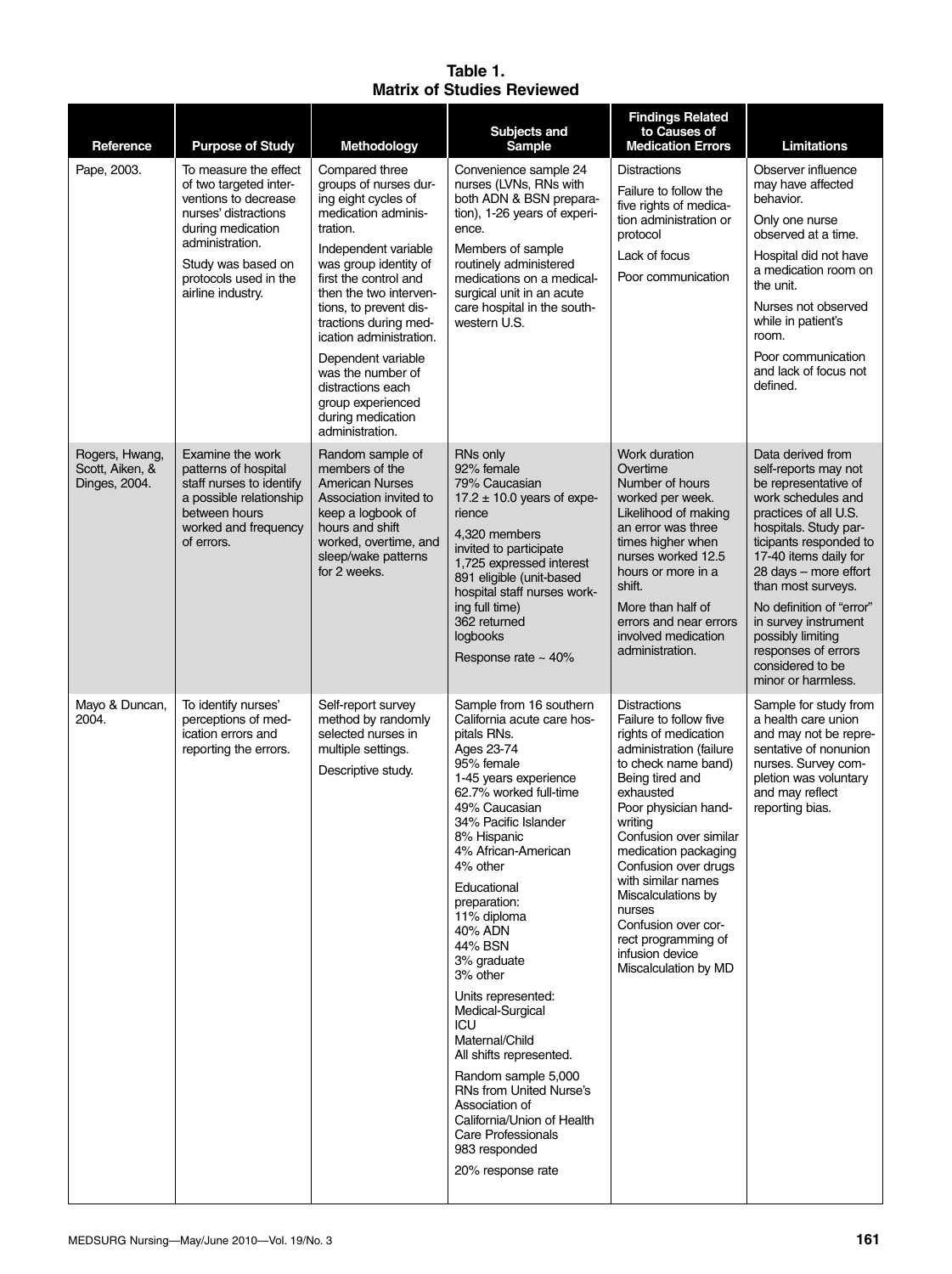**Table 1.**
**Matrix of Studies Reviewed**

| Reference | Purpose of Study | Methodology | Subjects and Sample | Findings Related to Causes of Medication Errors | Limitations |
|---|---|---|---|---|---|
| Pape, 2003. | To measure the effect of two targeted interventions to decrease nurses' distractions during medication administration.<br><br>Study was based on protocols used in the airline industry. | Compared three groups of nurses during eight cycles of medication administration.<br><br>Independent variable was group identity of first the control and then the two interventions, to prevent distractions during medication administration.<br><br>Dependent variable was the number of distractions each group experienced during medication administration. | Convenience sample 24 nurses (LVNs, RNs with both ADN & BSN preparation), 1-26 years of experience.<br><br>Members of sample routinely administered medications on a medical-surgical unit in an acute care hospital in the southwestern U.S. | Distractions<br><br>Failure to follow the five rights of medication administration or protocol<br><br>Lack of focus<br><br>Poor communication | Observer influence may have affected behavior.<br><br>Only one nurse observed at a time.<br><br>Hospital did not have a medication room on the unit.<br><br>Nurses not observed while in patient's room.<br><br>Poor communication and lack of focus not defined. |
| Rogers, Hwang, Scott, Aiken, & Dinges, 2004. | Examine the work patterns of hospital staff nurses to identify a possible relationship between hours worked and frequency of errors. | Random sample of members of the American Nurses Association invited to keep a logbook of hours and shift worked, overtime, and sleep/wake patterns for 2 weeks. | RNs only<br>92% female<br>79% Caucasian<br>17.2 ± 10.0 years of experience<br><br>4,320 members invited to participate<br>1,725 expressed interest<br>891 eligible (unit-based hospital staff nurses working full time)<br>362 returned logbooks<br><br>Response rate ~ 40% | Work duration<br>Overtime<br>Number of hours worked per week.<br>Likelihood of making an error was three times higher when nurses worked 12.5 hours or more in a shift.<br><br>More than half of errors and near errors involved medication administration. | Data derived from self-reports may not be representative of work schedules and practices of all U.S. hospitals. Study participants responded to 17-40 items daily for 28 days – more effort than most surveys.<br><br>No definition of "error" in survey instrument possibly limiting responses of errors considered to be minor or harmless. |
| Mayo & Duncan, 2004. | To identify nurses' perceptions of medication errors and reporting the errors. | Self-report survey method by randomly selected nurses in multiple settings.<br><br>Descriptive study. | Sample from 16 southern California acute care hospitals RNs.<br>Ages 23-74<br>95% female<br>1-45 years experience<br>62.7% worked full-time<br>49% Caucasian<br>34% Pacific Islander<br>8% Hispanic<br>4% African-American<br>4% other<br><br>Educational preparation:<br>11% diploma<br>40% ADN<br>44% BSN<br>3% graduate<br>3% other<br><br>Units represented:<br>Medical-Surgical<br>ICU<br>Maternal/Child<br>All shifts represented.<br><br>Random sample 5,000 RNs from United Nurse's Association of California/Union of Health Care Professionals<br>983 responded<br><br>20% response rate | Distractions<br>Failure to follow five rights of medication administration (failure to check name band)<br>Being tired and exhausted<br>Poor physician handwriting<br>Confusion over similar medication packaging<br>Confusion over drugs with similar names<br>Miscalculations by nurses<br>Confusion over correct programming of infusion device<br>Miscalculation by MD | Sample for study from a health care union and may not be representative of nonunion nurses. Survey completion was voluntary and may reflect reporting bias. |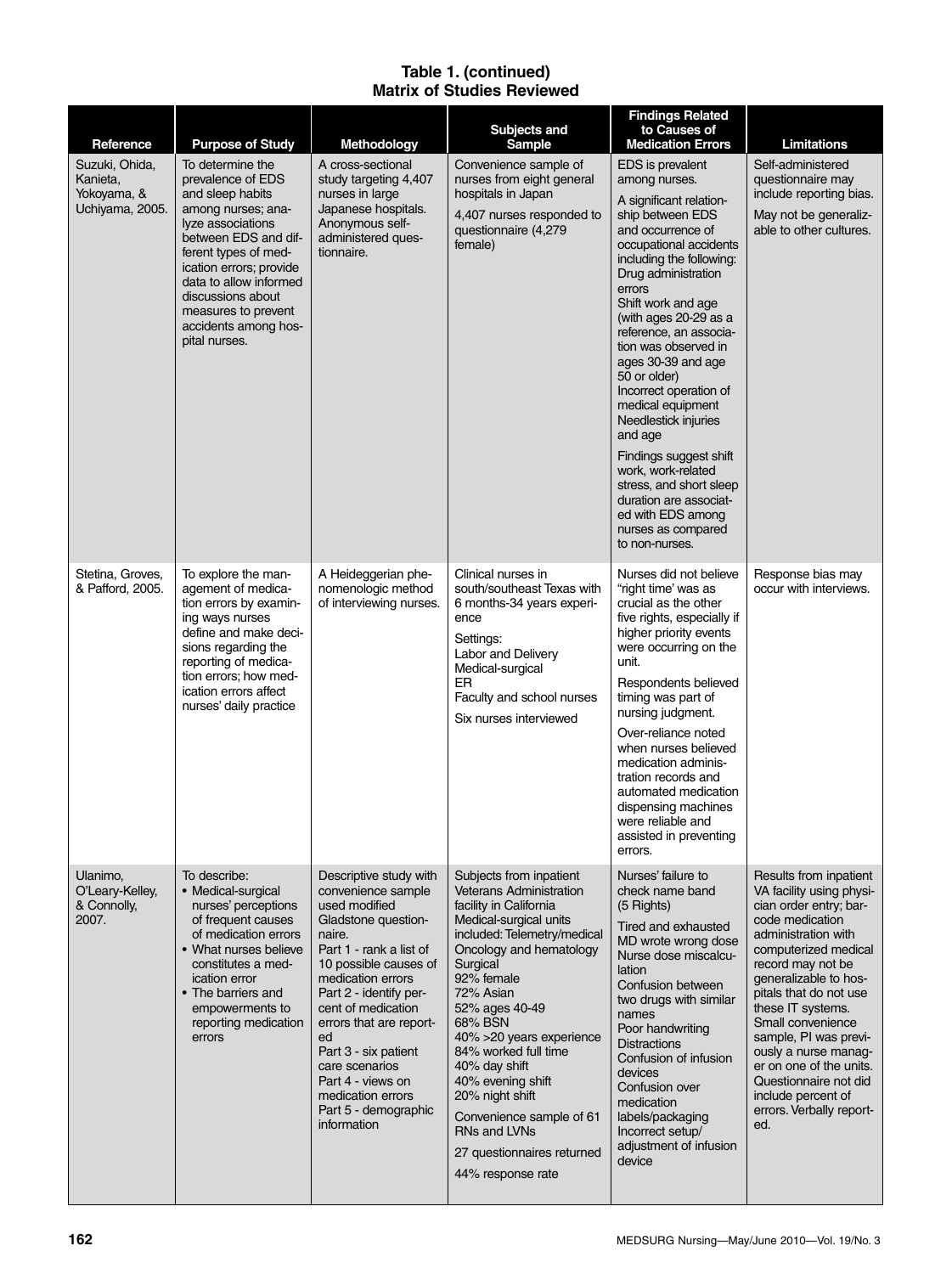**Table 1. (continued)**
**Matrix of Studies Reviewed**

| Reference | Purpose of Study | Methodology | Subjects and Sample | Findings Related to Causes of Medication Errors | Limitations |
|---|---|---|---|---|---|
| Suzuki, Ohida, Kanieta, Yokoyama, & Uchiyama, 2005. | To determine the prevalence of EDS and sleep habits among nurses; analyze associations between EDS and different types of medication errors; provide data to allow informed discussions about measures to prevent accidents among hospital nurses. | A cross-sectional study targeting 4,407 nurses in large Japanese hospitals. Anonymous self-administered questionnaire. | Convenience sample of nurses from eight general hospitals in Japan<br><br>4,407 nurses responded to questionnaire (4,279 female) | EDS is prevalent among nurses.<br><br>A significant relationship between EDS and occurrence of occupational accidents including the following:<br>Drug administration errors<br>Shift work and age (with ages 20-29 as a reference, an association was observed in ages 30-39 and age 50 or older)<br>Incorrect operation of medical equipment<br>Needlestick injuries and age<br><br>Findings suggest shift work, work-related stress, and short sleep duration are associated with EDS among nurses as compared to non-nurses. | Self-administered questionnaire may include reporting bias.<br><br>May not be generalizable to other cultures. |
| Stetina, Groves, & Pafford, 2005. | To explore the management of medication errors by examining ways nurses define and make decisions regarding the reporting of medication errors; how medication errors affect nurses' daily practice | A Heideggerian phenomenologic method of interviewing nurses. | Clinical nurses in south/southeast Texas with 6 months-34 years experience<br><br>Settings:<br>Labor and Delivery<br>Medical-surgical<br>ER<br>Faculty and school nurses<br><br>Six nurses interviewed | Nurses did not believe "right time" was as crucial as the other five rights, especially if higher priority events were occurring on the unit.<br><br>Respondents believed timing was part of nursing judgment.<br><br>Over-reliance noted when nurses believed medication administration records and automated medication dispensing machines were reliable and assisted in preventing errors. | Response bias may occur with interviews. |
| Ulanimo, O'Leary-Kelley, & Connolly, 2007. | To describe:<br>• Medical-surgical nurses' perceptions of frequent causes of medication errors<br>• What nurses believe constitutes a medication error<br>• The barriers and empowerments to reporting medication errors | Descriptive study with convenience sample used modified Gladstone questionnaire.<br>Part 1 - rank a list of 10 possible causes of medication errors<br>Part 2 - identify percent of medication errors that are reported<br>Part 3 - six patient care scenarios<br>Part 4 - views on medication errors<br>Part 5 - demographic information | Subjects from inpatient Veterans Administration facility in California<br>Medical-surgical units included: Telemetry/medical<br>Oncology and hematology<br>Surgical<br>92% female<br>72% Asian<br>52% ages 40-49<br>68% BSN<br>40% >20 years experience<br>84% worked full time<br>40% day shift<br>40% evening shift<br>20% night shift<br><br>Convenience sample of 61 RNs and LVNs<br><br>27 questionnaires returned<br><br>44% response rate | Nurses' failure to check name band (5 Rights)<br>Tired and exhausted<br>MD wrote wrong dose<br>Nurse dose miscalculation<br>Confusion between two drugs with similar names<br>Poor handwriting<br>Distractions<br>Confusion of infusion devices<br>Confusion over medication labels/packaging<br>Incorrect setup/adjustment of infusion device | Results from inpatient VA facility using physician order entry; barcode medication administration with computerized medical record may not be generalizable to hospitals that do not use these IT systems. Small convenience sample, PI was previously a nurse manager on one of the units. Questionnaire did not include percent of errors. Verbally reported. |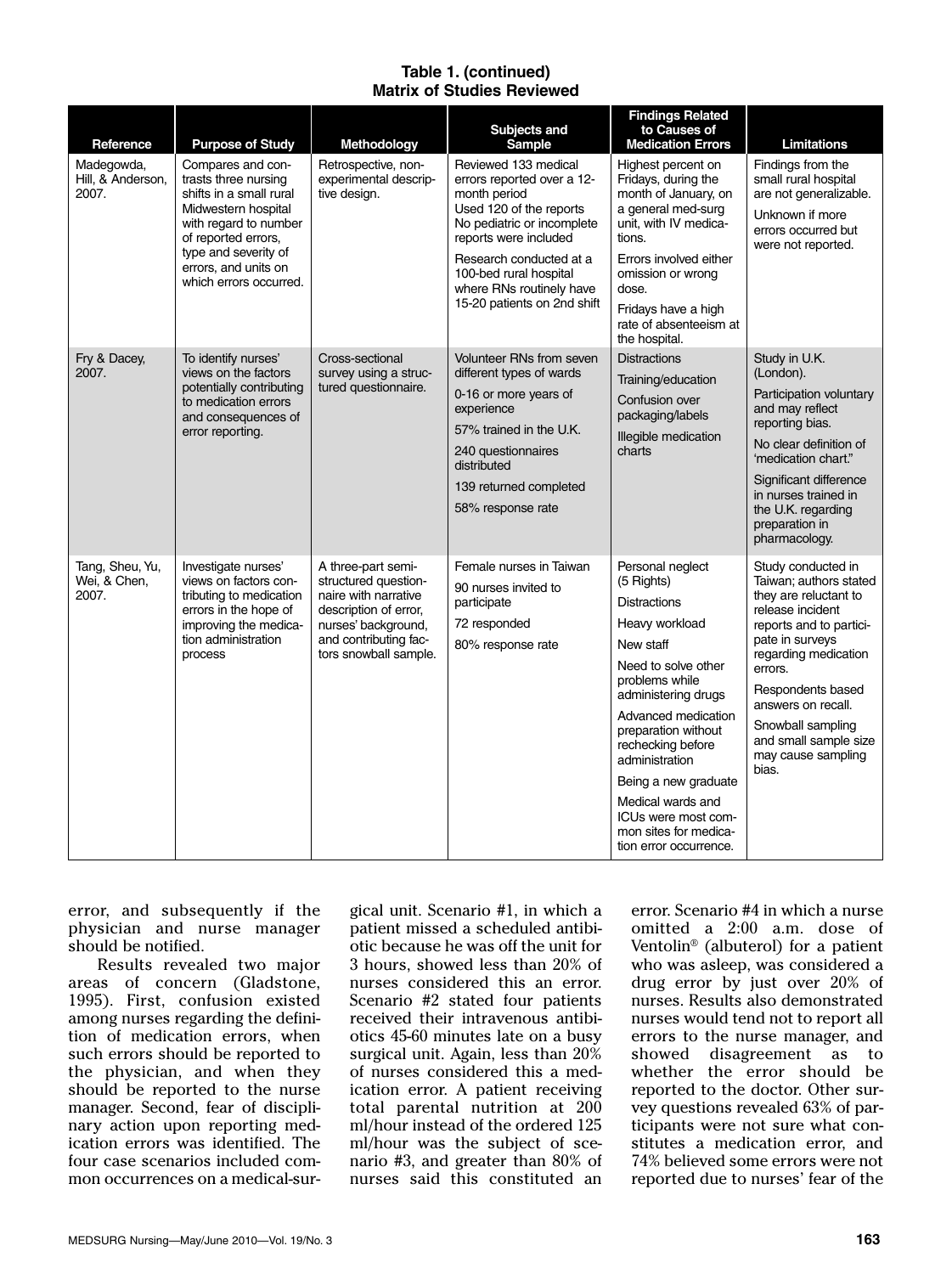**Table 1. (continued)**
**Matrix of Studies Reviewed**

| Reference | Purpose of Study | Methodology | Subjects and Sample | Findings Related to Causes of Medication Errors | Limitations |
|---|---|---|---|---|---|
| Madegowda, Hill, & Anderson, 2007. | Compares and contrasts three nursing shifts in a small rural Midwestern hospital with regard to number of reported errors, type and severity of errors, and units on which errors occurred. | Retrospective, non-experimental descriptive design. | Reviewed 133 medical errors reported over a 12-month period<br>Used 120 of the reports<br>No pediatric or incomplete reports were included<br>Research conducted at a 100-bed rural hospital where RNs routinely have 15-20 patients on 2nd shift | Highest percent on Fridays, during the month of January, on a general med-surg unit, with IV medications.<br>Errors involved either omission or wrong dose.<br>Fridays have a high rate of absenteeism at the hospital. | Findings from the small rural hospital are not generalizable.<br>Unknown if more errors occurred but were not reported. |
| Fry & Dacey, 2007. | To identify nurses' views on the factors potentially contributing to medication errors and consequences of error reporting. | Cross-sectional survey using a structured questionnaire. | Volunteer RNs from seven different types of wards<br>0-16 or more years of experience<br>57% trained in the U.K.<br>240 questionnaires distributed<br>139 returned completed<br>58% response rate | Distractions<br>Training/education<br>Confusion over packaging/labels<br>Illegible medication charts | Study in U.K. (London).<br>Participation voluntary and may reflect reporting bias.<br>No clear definition of 'medication chart.'<br>Significant difference in nurses trained in the U.K. regarding preparation in pharmacology. |
| Tang, Sheu, Yu, Wei, & Chen, 2007. | Investigate nurses' views on factors contributing to medication errors in the hope of improving the medication administration process | A three-part semi-structured questionnaire with narrative description of error, nurses' background, and contributing factors snowball sample. | Female nurses in Taiwan<br>90 nurses invited to participate<br>72 responded<br>80% response rate | Personal neglect (5 Rights)<br>Distractions<br>Heavy workload<br>New staff<br>Need to solve other problems while administering drugs<br>Advanced medication preparation without rechecking before administration<br>Being a new graduate<br>Medical wards and ICUs were most common sites for medication error occurrence. | Study conducted in Taiwan; authors stated they are reluctant to release incident reports and to participate in surveys regarding medication errors.<br>Respondents based answers on recall.<br>Snowball sampling and small sample size may cause sampling bias. |

error, and subsequently if the physician and nurse manager should be notified.

Results revealed two major areas of concern (Gladstone, 1995). First, confusion existed among nurses regarding the definition of medication errors, when such errors should be reported to the physician, and when they should be reported to the nurse manager. Second, fear of disciplinary action upon reporting medication errors was identified. The four case scenarios included common occurrences on a medical-surgical unit. Scenario #1, in which a patient missed a scheduled antibiotic because he was off the unit for 3 hours, showed less than 20% of nurses considered this an error. Scenario #2 stated four patients received their intravenous antibiotics 45-60 minutes late on a busy surgical unit. Again, less than 20% of nurses considered this a medication error. A patient receiving total parental nutrition at 200 ml/hour instead of the ordered 125 ml/hour was the subject of scenario #3, and greater than 80% of nurses said this constituted an error. Scenario #4 in which a nurse omitted a 2:00 a.m. dose of Ventolin® (albuterol) for a patient who was asleep, was considered a drug error by just over 20% of nurses. Results also demonstrated nurses would tend not to report all errors to the nurse manager, and showed disagreement as to whether the error should be reported to the doctor. Other survey questions revealed 63% of participants were not sure what constitutes a medication error, and 74% believed some errors were not reported due to nurses' fear of the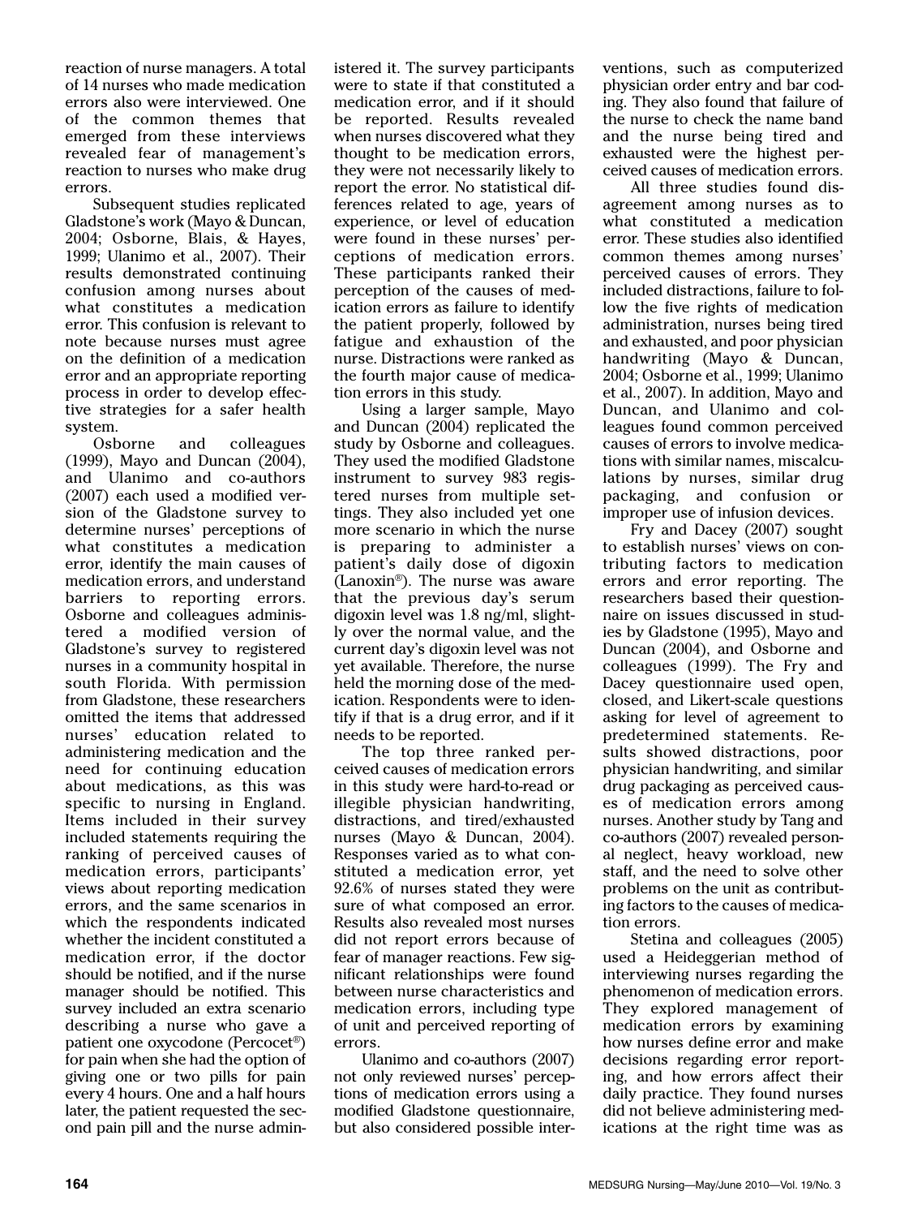reaction of nurse managers. A total of 14 nurses who made medication errors also were interviewed. One of the common themes that emerged from these interviews revealed fear of management's reaction to nurses who make drug errors.

Subsequent studies replicated Gladstone's work (Mayo & Duncan, 2004; Osborne, Blais, & Hayes, 1999; Ulanimo et al., 2007). Their results demonstrated continuing confusion among nurses about what constitutes a medication error. This confusion is relevant to note because nurses must agree on the definition of a medication error and an appropriate reporting process in order to develop effective strategies for a safer health system.

Osborne and colleagues (1999), Mayo and Duncan (2004), and Ulanimo and co-authors (2007) each used a modified version of the Gladstone survey to determine nurses' perceptions of what constitutes a medication error, identify the main causes of medication errors, and understand barriers to reporting errors. Osborne and colleagues administered a modified version of Gladstone's survey to registered nurses in a community hospital in south Florida. With permission from Gladstone, these researchers omitted the items that addressed nurses' education related to administering medication and the need for continuing education about medications, as this was specific to nursing in England. Items included in their survey included statements requiring the ranking of perceived causes of medication errors, participants' views about reporting medication errors, and the same scenarios in which the respondents indicated whether the incident constituted a medication error, if the doctor should be notified, and if the nurse manager should be notified. This survey included an extra scenario describing a nurse who gave a patient one oxycodone (Percocet®) for pain when she had the option of giving one or two pills for pain every 4 hours. One and a half hours later, the patient requested the second pain pill and the nurse administered it. The survey participants were to state if that constituted a medication error, and if it should be reported. Results revealed when nurses discovered what they thought to be medication errors, they were not necessarily likely to report the error. No statistical differences related to age, years of experience, or level of education were found in these nurses' perceptions of medication errors. These participants ranked their perception of the causes of medication errors as failure to identify the patient properly, followed by fatigue and exhaustion of the nurse. Distractions were ranked as the fourth major cause of medication errors in this study.

Using a larger sample, Mayo and Duncan (2004) replicated the study by Osborne and colleagues. They used the modified Gladstone instrument to survey 983 registered nurses from multiple settings. They also included yet one more scenario in which the nurse is preparing to administer a patient's daily dose of digoxin (Lanoxin®). The nurse was aware that the previous day's serum digoxin level was 1.8 ng/ml, slightly over the normal value, and the current day's digoxin level was not yet available. Therefore, the nurse held the morning dose of the medication. Respondents were to identify if that is a drug error, and if it needs to be reported.

The top three ranked perceived causes of medication errors in this study were hard-to-read or illegible physician handwriting, distractions, and tired/exhausted nurses (Mayo & Duncan, 2004). Responses varied as to what constituted a medication error, yet 92.6% of nurses stated they were sure of what composed an error. Results also revealed most nurses did not report errors because of fear of manager reactions. Few significant relationships were found between nurse characteristics and medication errors, including type of unit and perceived reporting of errors.

Ulanimo and co-authors (2007) not only reviewed nurses' perceptions of medication errors using a modified Gladstone questionnaire, but also considered possible interventions, such as computerized physician order entry and bar coding. They also found that failure of the nurse to check the name band and the nurse being tired and exhausted were the highest perceived causes of medication errors.

All three studies found disagreement among nurses as to what constituted a medication error. These studies also identified common themes among nurses' perceived causes of errors. They included distractions, failure to follow the five rights of medication administration, nurses being tired and exhausted, and poor physician handwriting (Mayo & Duncan, 2004; Osborne et al., 1999; Ulanimo et al., 2007). In addition, Mayo and Duncan, and Ulanimo and colleagues found common perceived causes of errors to involve medications with similar names, miscalculations by nurses, similar drug packaging, and confusion or improper use of infusion devices.

Fry and Dacey (2007) sought to establish nurses' views on contributing factors to medication errors and error reporting. The researchers based their questionnaire on issues discussed in studies by Gladstone (1995), Mayo and Duncan (2004), and Osborne and colleagues (1999). The Fry and Dacey questionnaire used open, closed, and Likert-scale questions asking for level of agreement to predetermined statements. Results showed distractions, poor physician handwriting, and similar drug packaging as perceived causes of medication errors among nurses. Another study by Tang and co-authors (2007) revealed personal neglect, heavy workload, new staff, and the need to solve other problems on the unit as contributing factors to the causes of medication errors.

Stetina and colleagues (2005) used a Heideggerian method of interviewing nurses regarding the phenomenon of medication errors. They explored management of medication errors by examining how nurses define error and make decisions regarding error reporting, and how errors affect their daily practice. They found nurses did not believe administering medications at the right time was as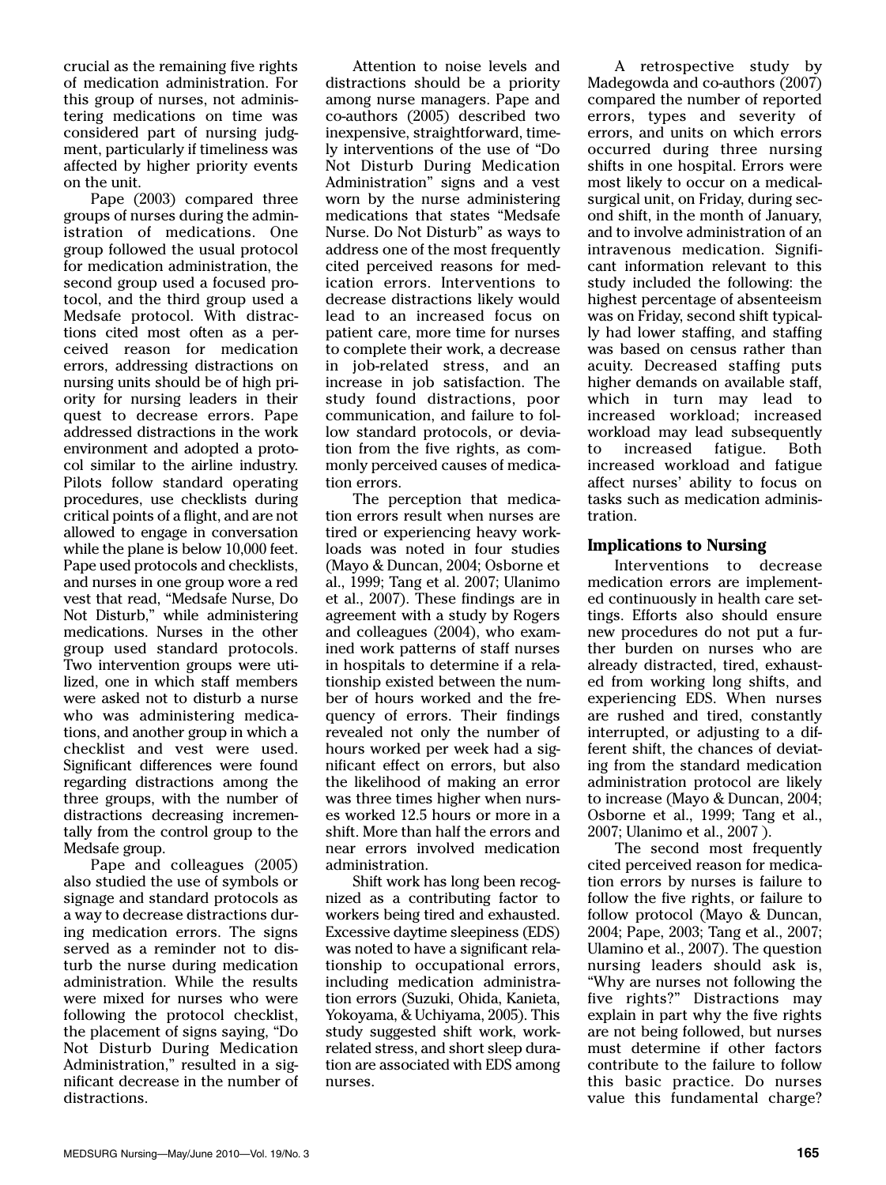crucial as the remaining five rights of medication administration. For this group of nurses, not administering medications on time was considered part of nursing judgment, particularly if timeliness was affected by higher priority events on the unit.

Pape (2003) compared three groups of nurses during the administration of medications. One group followed the usual protocol for medication administration, the second group used a focused protocol, and the third group used a Medsafe protocol. With distractions cited most often as a perceived reason for medication errors, addressing distractions on nursing units should be of high priority for nursing leaders in their quest to decrease errors. Pape addressed distractions in the work environment and adopted a protocol similar to the airline industry. Pilots follow standard operating procedures, use checklists during critical points of a flight, and are not allowed to engage in conversation while the plane is below 10,000 feet. Pape used protocols and checklists, and nurses in one group wore a red vest that read, "Medsafe Nurse, Do Not Disturb," while administering medications. Nurses in the other group used standard protocols. Two intervention groups were utilized, one in which staff members were asked not to disturb a nurse who was administering medications, and another group in which a checklist and vest were used. Significant differences were found regarding distractions among the three groups, with the number of distractions decreasing incrementally from the control group to the Medsafe group.

Pape and colleagues (2005) also studied the use of symbols or signage and standard protocols as a way to decrease distractions during medication errors. The signs served as a reminder not to disturb the nurse during medication administration. While the results were mixed for nurses who were following the protocol checklist, the placement of signs saying, "Do Not Disturb During Medication Administration," resulted in a significant decrease in the number of distractions.

Attention to noise levels and distractions should be a priority among nurse managers. Pape and co-authors (2005) described two inexpensive, straightforward, timely interventions of the use of "Do Not Disturb During Medication Administration" signs and a vest worn by the nurse administering medications that states "Medsafe Nurse. Do Not Disturb" as ways to address one of the most frequently cited perceived reasons for medication errors. Interventions to decrease distractions likely would lead to an increased focus on patient care, more time for nurses to complete their work, a decrease in job-related stress, and an increase in job satisfaction. The study found distractions, poor communication, and failure to follow standard protocols, or deviation from the five rights, as commonly perceived causes of medication errors.

The perception that medication errors result when nurses are tired or experiencing heavy workloads was noted in four studies (Mayo & Duncan, 2004; Osborne et al., 1999; Tang et al. 2007; Ulanimo et al., 2007). These findings are in agreement with a study by Rogers and colleagues (2004), who examined work patterns of staff nurses in hospitals to determine if a relationship existed between the number of hours worked and the frequency of errors. Their findings revealed not only the number of hours worked per week had a significant effect on errors, but also the likelihood of making an error was three times higher when nurses worked 12.5 hours or more in a shift. More than half the errors and near errors involved medication administration.

Shift work has long been recognized as a contributing factor to workers being tired and exhausted. Excessive daytime sleepiness (EDS) was noted to have a significant relationship to occupational errors, including medication administration errors (Suzuki, Ohida, Kanieta, Yokoyama, & Uchiyama, 2005). This study suggested shift work, work-related stress, and short sleep duration are associated with EDS among nurses.

A retrospective study by Madegowda and co-authors (2007) compared the number of reported errors, types and severity of errors, and units on which errors occurred during three nursing shifts in one hospital. Errors were most likely to occur on a medical-surgical unit, on Friday, during second shift, in the month of January, and to involve administration of an intravenous medication. Significant information relevant to this study included the following: the highest percentage of absenteeism was on Friday, second shift typically had lower staffing, and staffing was based on census rather than acuity. Decreased staffing puts higher demands on available staff, which in turn may lead to increased workload; increased workload may lead subsequently to increased fatigue. Both increased workload and fatigue affect nurses' ability to focus on tasks such as medication administration.

## Implications to Nursing

Interventions to decrease medication errors are implemented continuously in health care settings. Efforts also should ensure new procedures do not put a further burden on nurses who are already distracted, tired, exhausted from working long shifts, and experiencing EDS. When nurses are rushed and tired, constantly interrupted, or adjusting to a different shift, the chances of deviating from the standard medication administration protocol are likely to increase (Mayo & Duncan, 2004; Osborne et al., 1999; Tang et al., 2007; Ulanimo et al., 2007 ).

The second most frequently cited perceived reason for medication errors by nurses is failure to follow the five rights, or failure to follow protocol (Mayo & Duncan, 2004; Pape, 2003; Tang et al., 2007; Ulamino et al., 2007). The question nursing leaders should ask is, "Why are nurses not following the five rights?" Distractions may explain in part why the five rights are not being followed, but nurses must determine if other factors contribute to the failure to follow this basic practice. Do nurses value this fundamental charge?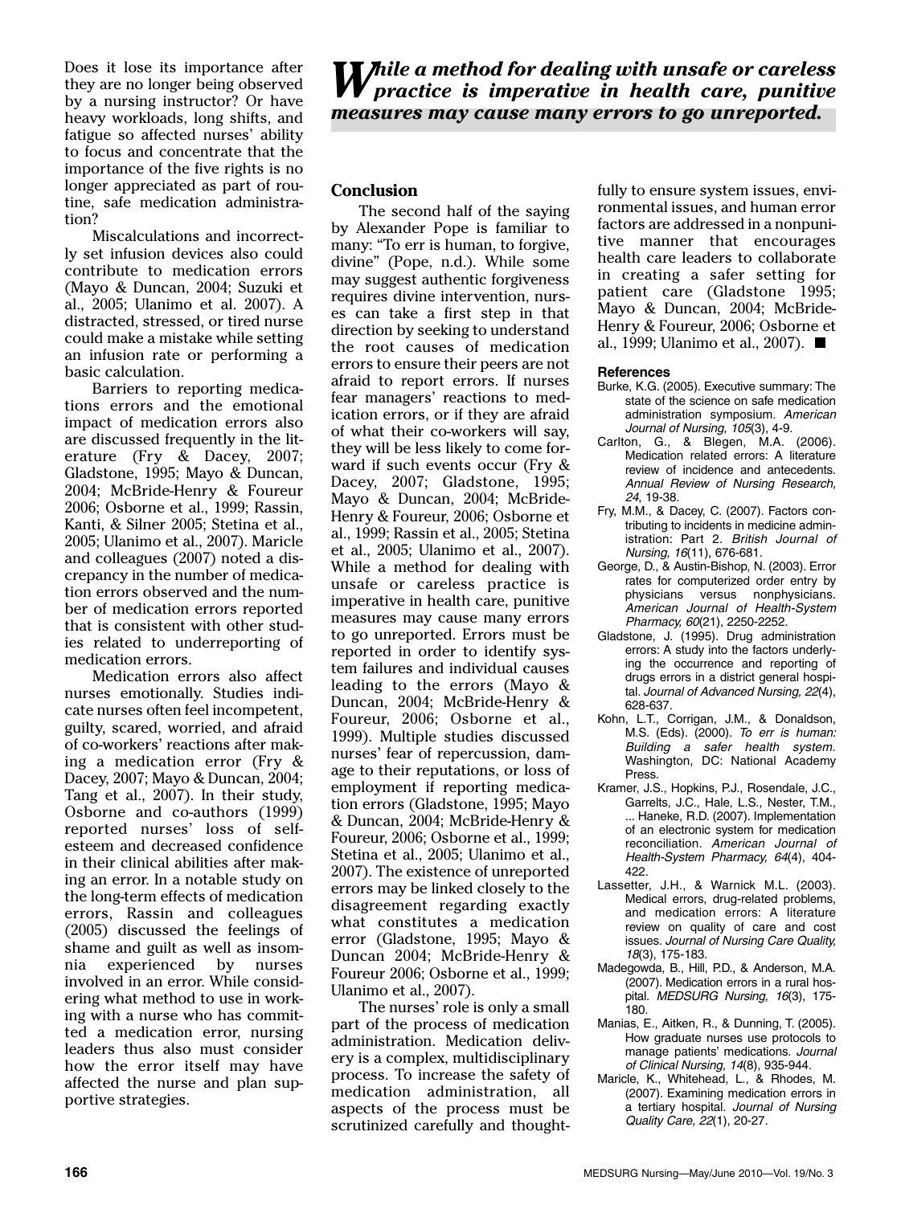Does it lose its importance after they are no longer being observed by a nursing instructor? Or have heavy workloads, long shifts, and fatigue so affected nurses' ability to focus and concentrate that the importance of the five rights is no longer appreciated as part of routine, safe medication administration?

Miscalculations and incorrectly set infusion devices also could contribute to medication errors (Mayo & Duncan, 2004; Suzuki et al., 2005; Ulanimo et al. 2007). A distracted, stressed, or tired nurse could make a mistake while setting an infusion rate or performing a basic calculation.

Barriers to reporting medications errors and the emotional impact of medication errors also are discussed frequently in the literature (Fry & Dacey, 2007; Gladstone, 1995; Mayo & Duncan, 2004; McBride-Henry & Foureur 2006; Osborne et al., 1999; Rassin, Kanti, & Silner 2005; Stetina et al., 2005; Ulanimo et al., 2007). Maricle and colleagues (2007) noted a discrepancy in the number of medication errors observed and the number of medication errors reported that is consistent with other studies related to underreporting of medication errors.

Medication errors also affect nurses emotionally. Studies indicate nurses often feel incompetent, guilty, scared, worried, and afraid of co-workers' reactions after making a medication error (Fry & Dacey, 2007; Mayo & Duncan, 2004; Tang et al., 2007). In their study, Osborne and co-authors (1999) reported nurses' loss of self-esteem and decreased confidence in their clinical abilities after making an error. In a notable study on the long-term effects of medication errors, Rassin and colleagues (2005) discussed the feelings of shame and guilt as well as insomnia experienced by nurses involved in an error. While considering what method to use in working with a nurse who has committed a medication error, nursing leaders thus also must consider how the error itself may have affected the nurse and plan supportive strategies.

***While a method for dealing with unsafe or careless practice is imperative in health care, punitive measures may cause many errors to go unreported.***

## Conclusion

The second half of the saying by Alexander Pope is familiar to many: "To err is human, to forgive, divine" (Pope, n.d.). While some may suggest authentic forgiveness requires divine intervention, nurses can take a first step in that direction by seeking to understand the root causes of medication errors to ensure their peers are not afraid to report errors. If nurses fear managers' reactions to medication errors, or if they are afraid of what their co-workers will say, they will be less likely to come forward if such events occur (Fry & Dacey, 2007; Gladstone, 1995; Mayo & Duncan, 2004; McBride-Henry & Foureur, 2006; Osborne et al., 1999; Rassin et al., 2005; Stetina et al., 2005; Ulanimo et al., 2007). While a method for dealing with unsafe or careless practice is imperative in health care, punitive measures may cause many errors to go unreported. Errors must be reported in order to identify system failures and individual causes leading to the errors (Mayo & Duncan, 2004; McBride-Henry & Foureur, 2006; Osborne et al., 1999). Multiple studies discussed nurses' fear of repercussion, damage to their reputations, or loss of employment if reporting medication errors (Gladstone, 1995; Mayo & Duncan, 2004; McBride-Henry & Foureur, 2006; Osborne et al., 1999; Stetina et al., 2005; Ulanimo et al., 2007). The existence of unreported errors may be linked closely to the disagreement regarding exactly what constitutes a medication error (Gladstone, 1995; Mayo & Duncan 2004; McBride-Henry & Foureur 2006; Osborne et al., 1999; Ulanimo et al., 2007).

The nurses' role is only a small part of the process of medication administration. Medication delivery is a complex, multidisciplinary process. To increase the safety of medication administration, all aspects of the process must be scrutinized carefully and thoughtfully to ensure system issues, environmental issues, and human error factors are addressed in a nonpunitive manner that encourages health care leaders to collaborate in creating a safer setting for patient care (Gladstone 1995; Mayo & Duncan, 2004; McBride-Henry & Foureur, 2006; Osborne et al., 1999; Ulanimo et al., 2007). ■

### References

- Burke, K.G. (2005). Executive summary: The state of the science on safe medication administration symposium. *American Journal of Nursing, 105*(3), 4-9.
- Carlton, G., & Blegen, M.A. (2006). Medication related errors: A literature review of incidence and antecedents. *Annual Review of Nursing Research, 24*, 19-38.
- Fry, M.M., & Dacey, C. (2007). Factors contributing to incidents in medicine administration: Part 2. *British Journal of Nursing, 16*(11), 676-681.
- George, D., & Austin-Bishop, N. (2003). Error rates for computerized order entry by physicians versus nonphysicians. *American Journal of Health-System Pharmacy, 60*(21), 2250-2252.
- Gladstone, J. (1995). Drug administration errors: A study into the factors underlying the occurrence and reporting of drugs errors in a district general hospital. *Journal of Advanced Nursing, 22*(4), 628-637.
- Kohn, L.T., Corrigan, J.M., & Donaldson, M.S. (Eds). (2000). *To err is human: Building a safer health system.* Washington, DC: National Academy Press.
- Kramer, J.S., Hopkins, P.J., Rosendale, J.C., Garrelts, J.C., Hale, L.S., Nester, T.M., ... Haneke, R.D. (2007). Implementation of an electronic system for medication reconciliation. *American Journal of Health-System Pharmacy, 64*(4), 404-422.
- Lassetter, J.H., & Warnick M.L. (2003). Medical errors, drug-related problems, and medication errors: A literature review on quality of care and cost issues. *Journal of Nursing Care Quality, 18*(3), 175-183.
- Madegowda, B., Hill, P.D., & Anderson, M.A. (2007). Medication errors in a rural hospital. *MEDSURG Nursing, 16*(3), 175-180.
- Manias, E., Aitken, R., & Dunning, T. (2005). How graduate nurses use protocols to manage patients' medications. *Journal of Clinical Nursing, 14*(8), 935-944.
- Maricle, K., Whitehead, L., & Rhodes, M. (2007). Examining medication errors in a tertiary hospital. *Journal of Nursing Quality Care, 22*(1), 20-27.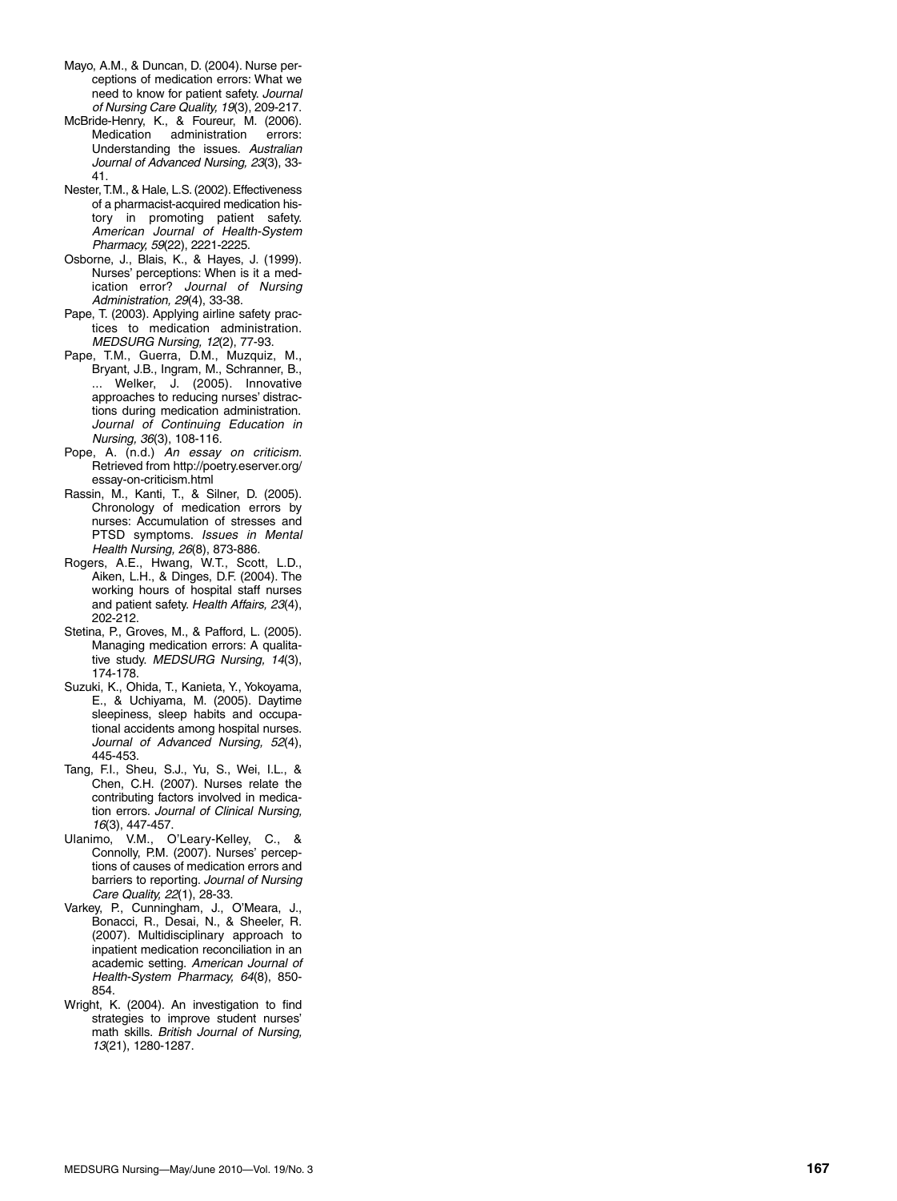Mayo, A.M., & Duncan, D. (2004). Nurse perceptions of medication errors: What we need to know for patient safety. *Journal of Nursing Care Quality, 19*(3), 209-217.

McBride-Henry, K., & Foureur, M. (2006). Medication administration errors: Understanding the issues. *Australian Journal of Advanced Nursing, 23*(3), 33-41.

Nester, T.M., & Hale, L.S. (2002). Effectiveness of a pharmacist-acquired medication history in promoting patient safety. *American Journal of Health-System Pharmacy, 59*(22), 2221-2225.

Osborne, J., Blais, K., & Hayes, J. (1999). Nurses' perceptions: When is it a medication error? *Journal of Nursing Administration, 29*(4), 33-38.

Pape, T. (2003). Applying airline safety practices to medication administration. *MEDSURG Nursing, 12*(2), 77-93.

Pape, T.M., Guerra, D.M., Muzquiz, M., Bryant, J.B., Ingram, M., Schranner, B., ... Welker, J. (2005). Innovative approaches to reducing nurses' distractions during medication administration. *Journal of Continuing Education in Nursing, 36*(3), 108-116.

Pope, A. (n.d.) *An essay on criticism.* Retrieved from http://poetry.eserver.org/essay-on-criticism.html

Rassin, M., Kanti, T., & Silner, D. (2005). Chronology of medication errors by nurses: Accumulation of stresses and PTSD symptoms. *Issues in Mental Health Nursing, 26*(8), 873-886.

Rogers, A.E., Hwang, W.T., Scott, L.D., Aiken, L.H., & Dinges, D.F. (2004). The working hours of hospital staff nurses and patient safety. *Health Affairs, 23*(4), 202-212.

Stetina, P., Groves, M., & Pafford, L. (2005). Managing medication errors: A qualitative study. *MEDSURG Nursing, 14*(3), 174-178.

Suzuki, K., Ohida, T., Kanieta, Y., Yokoyama, E., & Uchiyama, M. (2005). Daytime sleepiness, sleep habits and occupational accidents among hospital nurses. *Journal of Advanced Nursing, 52*(4), 445-453.

Tang, F.I., Sheu, S.J., Yu, S., Wei, I.L., & Chen, C.H. (2007). Nurses relate the contributing factors involved in medication errors. *Journal of Clinical Nursing, 16*(3), 447-457.

Ulanimo, V.M., O'Leary-Kelley, C., & Connolly, P.M. (2007). Nurses' perceptions of causes of medication errors and barriers to reporting. *Journal of Nursing Care Quality, 22*(1), 28-33.

Varkey, P., Cunningham, J., O'Meara, J., Bonacci, R., Desai, N., & Sheeler, R. (2007). Multidisciplinary approach to inpatient medication reconciliation in an academic setting. *American Journal of Health-System Pharmacy, 64*(8), 850-854.

Wright, K. (2004). An investigation to find strategies to improve student nurses' math skills. *British Journal of Nursing, 13*(21), 1280-1287.